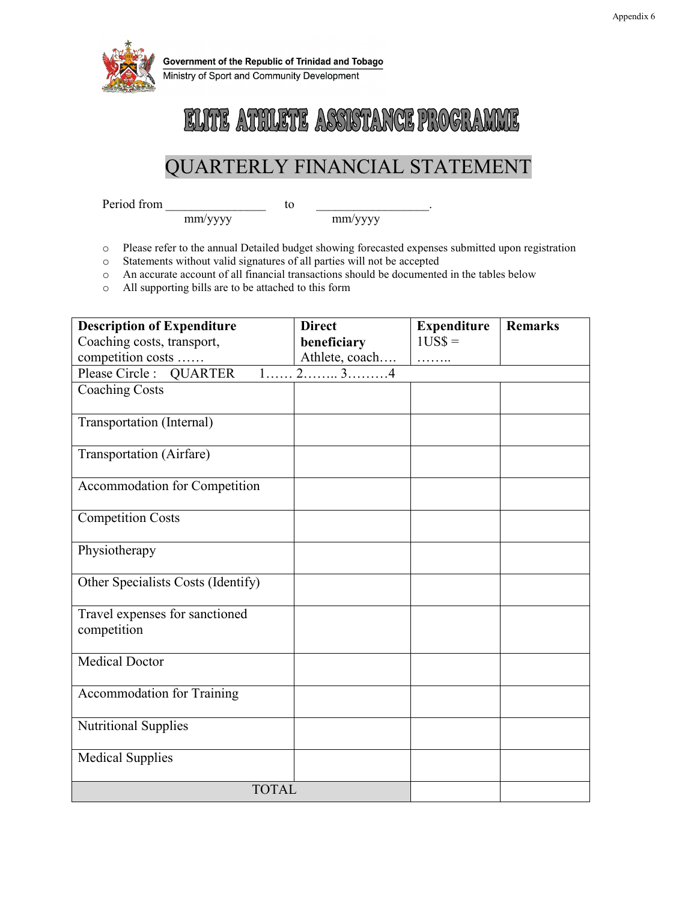Appendix 6

Government of the Republic of Trinidad and Tobago
Ministry of Sport and Community Development

# ELITE ATHLETE ASSISTANCE PROGRAMME

## QUARTERLY FINANCIAL STATEMENT

Period from ________________ to __________________.
mm/yyyy mm/yyyy

- Please refer to the annual Detailed budget showing forecasted expenses submitted upon registration
- Statements without valid signatures of all parties will not be accepted
- An accurate account of all financial transactions should be documented in the tables below
- All supporting bills are to be attached to this form

| **Description of Expenditure** Coaching costs, transport, competition costs …… | **Direct beneficiary** Athlete, coach…. | **Expenditure** 1US$ = …….. | **Remarks** |
|---|---|---|---|
| Please Circle : QUARTER 1…… 2…….. 3………4 | | | |
| Coaching Costs | | | |
| Transportation (Internal) | | | |
| Transportation (Airfare) | | | |
| Accommodation for Competition | | | |
| Competition Costs | | | |
| Physiotherapy | | | |
| Other Specialists Costs (Identify) | | | |
| Travel expenses for sanctioned competition | | | |
| Medical Doctor | | | |
| Accommodation for Training | | | |
| Nutritional Supplies | | | |
| Medical Supplies | | | |
| TOTAL | | | |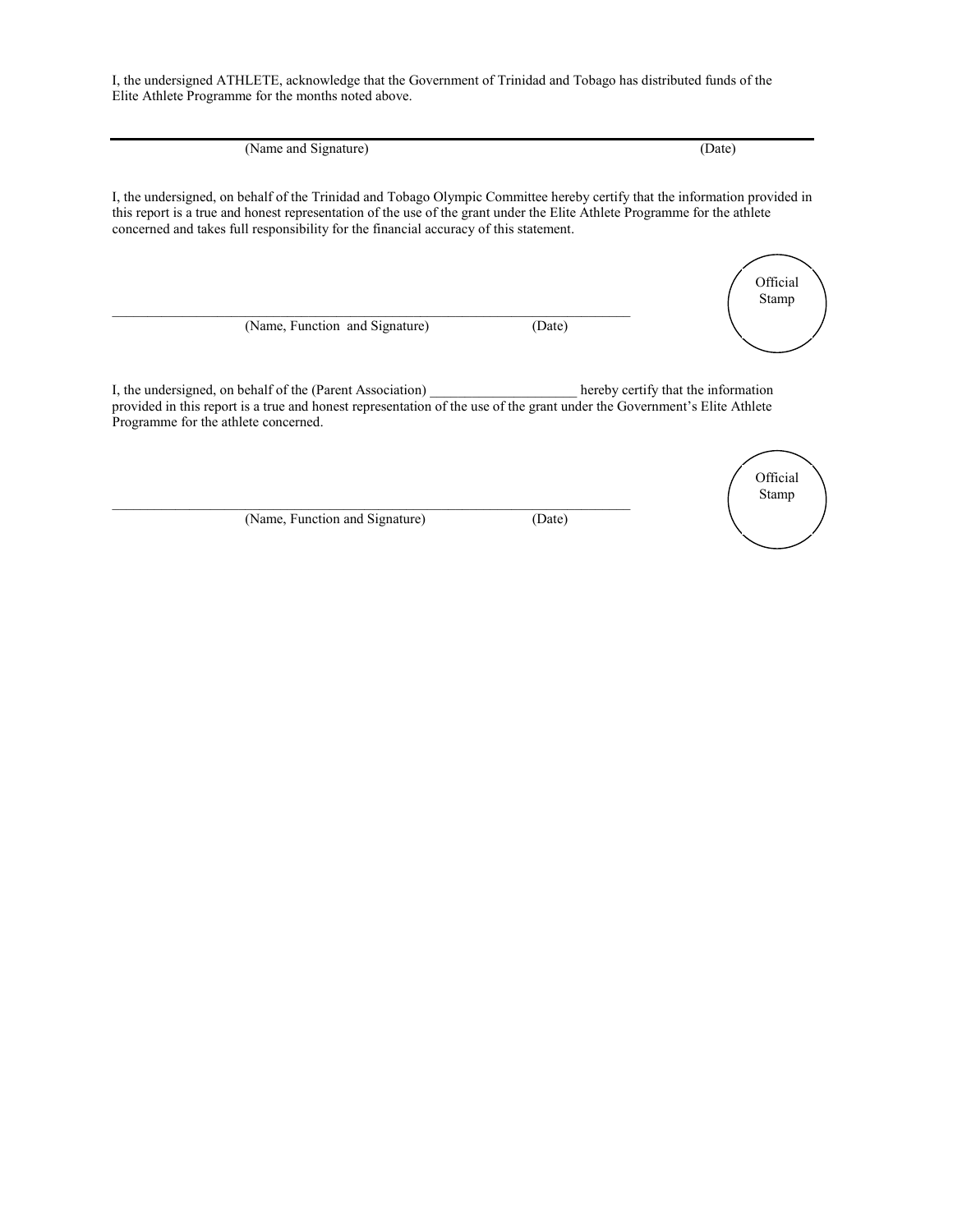I, the undersigned ATHLETE, acknowledge that the Government of Trinidad and Tobago has distributed funds of the Elite Athlete Programme for the months noted above.

(Name and Signature) (Date)

I, the undersigned, on behalf of the Trinidad and Tobago Olympic Committee hereby certify that the information provided in this report is a true and honest representation of the use of the grant under the Elite Athlete Programme for the athlete concerned and takes full responsibility for the financial accuracy of this statement.

Official Stamp

______________________________________________________________________

(Name, Function and Signature) (Date)

I, the undersigned, on behalf of the (Parent Association) _____________________ hereby certify that the information provided in this report is a true and honest representation of the use of the grant under the Government's Elite Athlete Programme for the athlete concerned.

Official Stamp

______________________________________________________________________

(Name, Function and Signature) (Date)